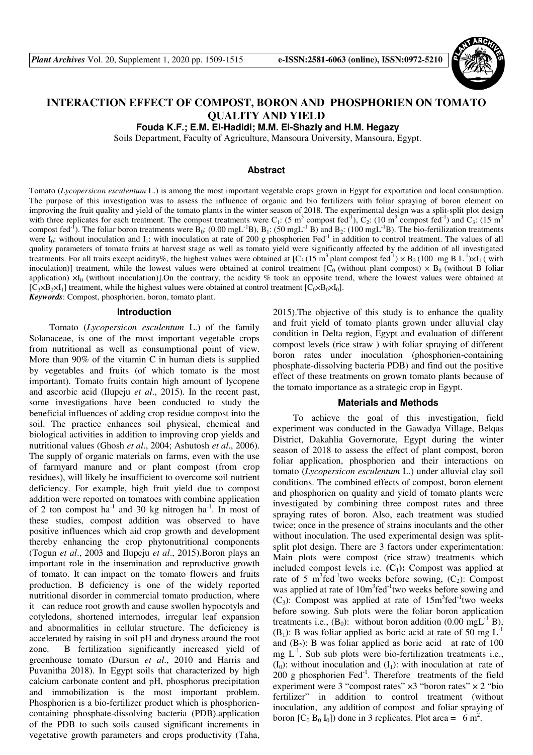# INTERACTION EFFECT OF COMPOST, BORON AND PHOSPHORIEN ON TOMATO QUALITY AND YIELD

**Fouda K.F.; E.M. El-Hadidi; M.M. El-Shazly and H.M. Hegazy**

Soils Department, Faculty of Agriculture, Mansoura University, Mansoura, Egypt.

## Abstract

Tomato (*Lycopersicon esculentum* L.) is among the most important vegetable crops grown in Egypt for exportation and local consumption. The purpose of this investigation was to assess the influence of organic and bio fertilizers with foliar spraying of boron element on improving the fruit quality and yield of the tomato plants in the winter season of 2018. The experimental design was a split-split plot design with three replicates for each treatment. The compost treatments were $C_1$: (5 $m^3$ compost $fed^{-1}$), $C_2$: (10 $m^3$ compost $fed^{-1}$) and $C_3$: (15 $m^3$ compost $fed^{-1}$). The foliar boron treatments were $B_0$: (0.00 $mgL^{-1}$B), $B_1$: (50 $mgL^{-1}$ B) and $B_2$: (100 $mgL^{-1}$B). The bio-fertilization treatments were $I_0$: without inoculation and $I_1$: with inoculation at rate of 200 g phosphorien $Fed^{-1}$ in addition to control treatment. The values of all quality parameters of tomato fruits at harvest stage as well as tomato yield were significantly affected by the addition of all investigated treatments. For all traits except acidity%, the highest values were obtained at [$C_3$ (15 $m^3$ plant compost $fed^{-1}$) × $B_2$ (100 mg B $L^{-1}$)×$I_1$ ( with inoculation)] treatment, while the lowest values were obtained at control treatment [$C_0$ (without plant compost) × $B_0$ (without B foliar application) ×$I_0$ (without inoculation)].On the contrary, the acidity % took an opposite trend, where the lowest values were obtained at [$C_3$×$B_2$×$I_1$] treatment, while the highest values were obtained at control treatment [$C_0$×$B_0$×$I_0$].

***Keywords***: Compost, phosphorien, boron, tomato plant.

## Introduction

Tomato (*Lycopersicon esculentum* L.) of the family Solanaceae, is one of the most important vegetable crops from nutritional as well as consumptional point of view. More than 90% of the vitamin C in human diets is supplied by vegetables and fruits (of which tomato is the most important). Tomato fruits contain high amount of lycopene and ascorbic acid (Ilupeju *et al*., 2015). In the recent past, some investigations have been conducted to study the beneficial influences of adding crop residue compost into the soil. The practice enhances soil physical, chemical and biological activities in addition to improving crop yields and nutritional values (Ghosh *et al*., 2004; Ashutosh *et al*., 2006). The supply of organic materials on farms, even with the use of farmyard manure and or plant compost (from crop residues), will likely be insufficient to overcome soil nutrient deficiency. For example, high fruit yield due to compost addition were reported on tomatoes with combine application of 2 ton compost $ha^{-1}$ and 30 kg nitrogen $ha^{-1}$. In most of these studies, compost addition was observed to have positive influences which aid crop growth and development thereby enhancing the crop phytonutritional components (Togun *et al*., 2003 and Ilupeju *et al*., 2015).Boron plays an important role in the insemination and reproductive growth of tomato. It can impact on the tomato flowers and fruits production. B deficiency is one of the widely reported nutritional disorder in commercial tomato production, where it can reduce root growth and cause swollen hypocotyls and cotyledons, shortened internodes, irregular leaf expansion and abnormalities in cellular structure. The deficiency is accelerated by raising in soil pH and dryness around the root zone. B fertilization significantly increased yield of greenhouse tomato (Dursun *et al*., 2010 and Harris and Puvanitha 2018). In Egypt soils that characterized by high calcium carbonate content and pH, phosphorus precipitation and immobilization is the most important problem. Phosphorien is a bio-fertilizer product which is phosphorien-containing phosphate-dissolving bacteria (PDB).application of the PDB to such soils caused significant increments in vegetative growth parameters and crops productivity (Taha, 2015).The objective of this study is to enhance the quality and fruit yield of tomato plants grown under alluvial clay condition in Delta region, Egypt and evaluation of different compost levels (rice straw ) with foliar spraying of different boron rates under inoculation (phosphorien-containing phosphate-dissolving bacteria PDB) and find out the positive effect of these treatments on grown tomato plants because of the tomato importance as a strategic crop in Egypt.

## Materials and Methods

To achieve the goal of this investigation, field experiment was conducted in the Gawadya Village, Belqas District, Dakahlia Governorate, Egypt during the winter season of 2018 to assess the effect of plant compost, boron foliar application, phosphorien and their interactions on tomato (*Lycopersicon esculentum* L.) under alluvial clay soil conditions. The combined effects of compost, boron element and phosphorien on quality and yield of tomato plants were investigated by combining three compost rates and three spraying rates of boron. Also, each treatment was studied twice; once in the presence of strains inoculants and the other without inoculation. The used experimental design was split-split plot design. There are 3 factors under experimentation: Main plots were compost (rice straw) treatments which included compost levels i.e. **($C_1$):** Compost was applied at rate of 5 $m^3fed^{-1}$two weeks before sowing, ($C_2$): Compost was applied at rate of 10$m^3fed^{-1}$two weeks before sowing and ($C_3$): Compost was applied at rate of 15$m^3fed^{-1}$two weeks before sowing. Sub plots were the foliar boron application treatments i.e., ($B_0$): without boron addition (0.00 $mgL^{-1}$ B), ($B_1$): B was foliar applied as boric acid at rate of 50 mg $L^{-1}$ and ($B_2$): B was foliar applied as boric acid at rate of 100 mg $L^{-1}$. Sub sub plots were bio-fertilization treatments i.e., ($I_0$): without inoculation and ($I_1$): with inoculation at rate of 200 g phosphorien $Fed^{-1}$. Therefore treatments of the field experiment were 3 "compost rates" ×3 "boron rates" × 2 "bio fertilizer" in addition to control treatment (without inoculation, any addition of compost and foliar spraying of boron [$C_0$ $B_0$ $I_0$]) done in 3 replicates. Plot area = 6 $m^2$.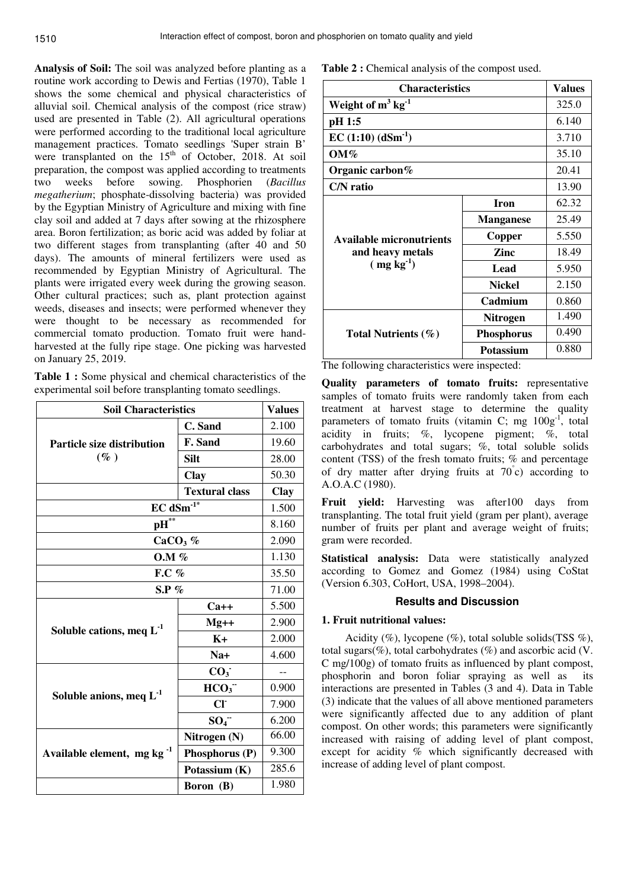**Analysis of Soil:** The soil was analyzed before planting as a routine work according to Dewis and Fertias (1970), Table 1 shows the some chemical and physical characteristics of alluvial soil. Chemical analysis of the compost (rice straw) used are presented in Table (2). All agricultural operations were performed according to the traditional local agriculture management practices. Tomato seedlings 'Super strain B' were transplanted on the 15th of October, 2018. At soil preparation, the compost was applied according to treatments two weeks before sowing. Phosphorien (*Bacillus megatherium*; phosphate-dissolving bacteria) was provided by the Egyptian Ministry of Agriculture and mixing with fine clay soil and added at 7 days after sowing at the rhizosphere area. Boron fertilization; as boric acid was added by foliar at two different stages from transplanting (after 40 and 50 days). The amounts of mineral fertilizers were used as recommended by Egyptian Ministry of Agricultural. The plants were irrigated every week during the growing season. Other cultural practices; such as, plant protection against weeds, diseases and insects; were performed whenever they were thought to be necessary as recommended for commercial tomato production. Tomato fruit were hand-harvested at the fully ripe stage. One picking was harvested on January 25, 2019.

**Table 1 :** Some physical and chemical characteristics of the experimental soil before transplanting tomato seedlings.

| Soil Characteristics | | Values |
|---|---|---|
| Particle size distribution (%) | C. Sand | 2.100 |
| | F. Sand | 19.60 |
| | Silt | 28.00 |
| | Clay | 50.30 |
| | Textural class | Clay |
| EC $dSm^{-1*}$ | | 1.500 |
| $pH^{**}$ | | 8.160 |
| $CaCO_3$ % | | 2.090 |
| O.M % | | 1.130 |
| F.C % | | 35.50 |
| S.P % | | 71.00 |
| Soluble cations, meq $L^{-1}$ | $Ca^{++}$ | 5.500 |
| | $Mg^{++}$ | 2.900 |
| | $K^{+}$ | 2.000 |
| | $Na^{+}$ | 4.600 |
| Soluble anions, meq $L^{-1}$ | $CO_3^{-}$ | -- |
| | $HCO_3^{--}$ | 0.900 |
| | $Cl^{-}$ | 7.900 |
| | $SO_4^{--}$ | 6.200 |
| Available element, mg $kg^{-1}$ | Nitrogen (N) | 66.00 |
| | Phosphorus (P) | 9.300 |
| | Potassium (K) | 285.6 |
| | Boron (B) | 1.980 |

**Table 2 :** Chemical analysis of the compost used.

| Characteristics | | Values |
|---|---|---|
| Weight of $m^3$ $kg^{-1}$ | | 325.0 |
| pH 1:5 | | 6.140 |
| EC (1:10) ($dSm^{-1}$) | | 3.710 |
| OM% | | 35.10 |
| Organic carbon% | | 20.41 |
| C/N ratio | | 13.90 |
| Available micronutrients and heavy metals (mg $kg^{-1}$) | Iron | 62.32 |
| | Manganese | 25.49 |
| | Copper | 5.550 |
| | Zinc | 18.49 |
| | Lead | 5.950 |
| | Nickel | 2.150 |
| | Cadmium | 0.860 |
| Total Nutrients (%) | Nitrogen | 1.490 |
| | Phosphorus | 0.490 |
| | Potassium | 0.880 |

The following characteristics were inspected:

**Quality parameters of tomato fruits:** representative samples of tomato fruits were randomly taken from each treatment at harvest stage to determine the quality parameters of tomato fruits (vitamin C; mg $100g^{-1}$, total acidity in fruits; %, lycopene pigment; %, total carbohydrates and total sugars; %, total soluble solids content (TSS) of the fresh tomato fruits; % and percentage of dry matter after drying fruits at 70°c) according to A.O.A.C (1980).

**Fruit yield:** Harvesting was after100 days from transplanting. The total fruit yield (gram per plant), average number of fruits per plant and average weight of fruits; gram were recorded.

**Statistical analysis:** Data were statistically analyzed according to Gomez and Gomez (1984) using CoStat (Version 6.303, CoHort, USA, 1998–2004).

## Results and Discussion

### 1. Fruit nutritional values:

Acidity (%), lycopene (%), total soluble solids(TSS %), total sugars(%), total carbohydrates (%) and ascorbic acid (V. C mg/100g) of tomato fruits as influenced by plant compost, phosphorin and boron foliar spraying as well as its interactions are presented in Tables (3 and 4). Data in Table (3) indicate that the values of all above mentioned parameters were significantly affected due to any addition of plant compost. On other words; this parameters were significantly increased with raising of adding level of plant compost, except for acidity % which significantly decreased with increase of adding level of plant compost.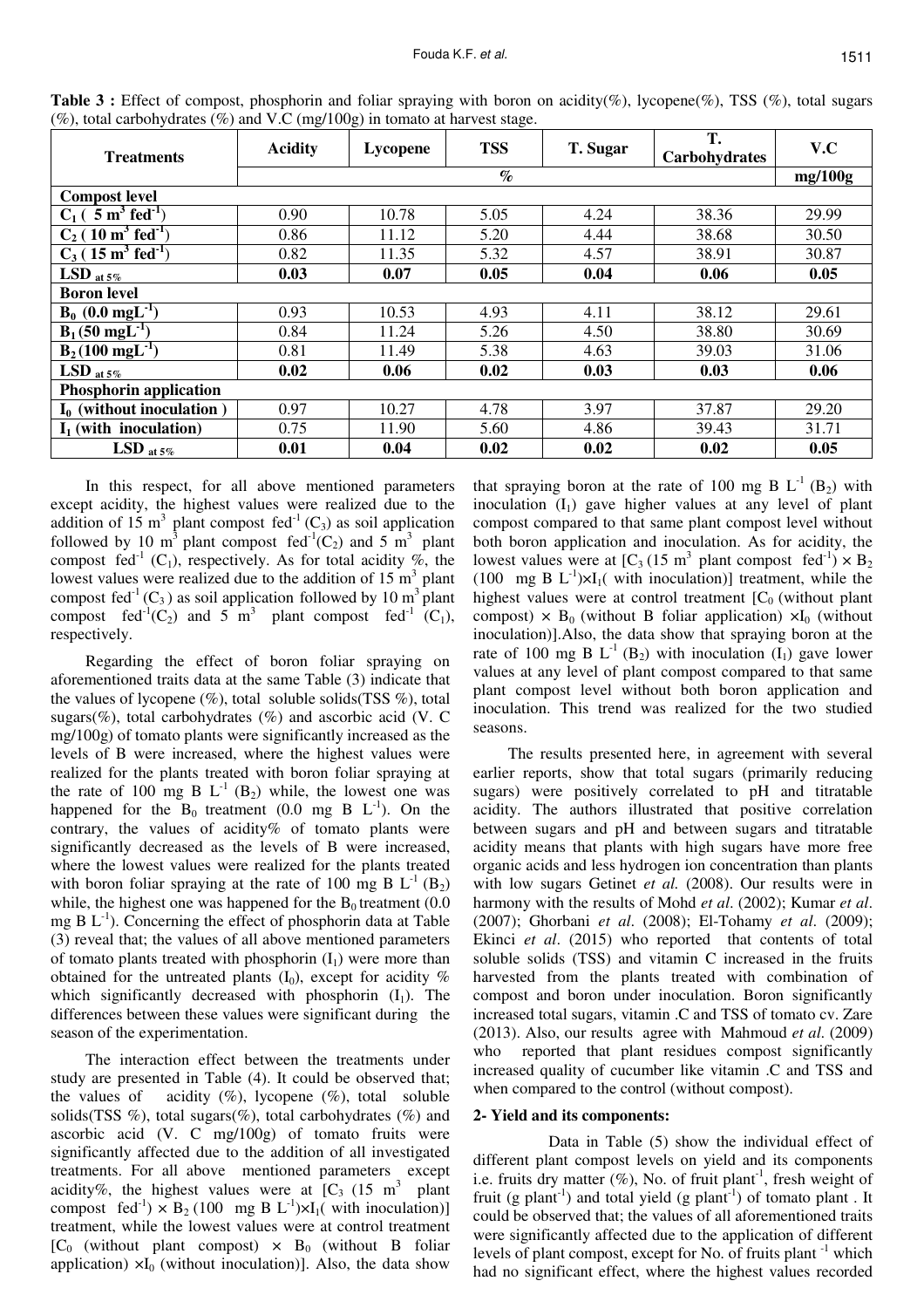**Table 3 :** Effect of compost, phosphorin and foliar spraying with boron on acidity(%), lycopene(%), TSS (%), total sugars (%), total carbohydrates (%) and V.C (mg/100g) in tomato at harvest stage.

| Treatments | Acidity | Lycopene | TSS | T. Sugar | T. Carbohydrates | V.C |
|---|---|---|---|---|---|---|
| | % | | | | | mg/100g |
| **Compost level** | | | | | | |
| $C_1$ ( 5 $m^3$ $fed^{-1}$) | 0.90 | 10.78 | 5.05 | 4.24 | 38.36 | 29.99 |
| $C_2$ ( 10 $m^3$ $fed^{-1}$) | 0.86 | 11.12 | 5.20 | 4.44 | 38.68 | 30.50 |
| $C_3$ ( 15 $m^3$ $fed^{-1}$) | 0.82 | 11.35 | 5.32 | 4.57 | 38.91 | 30.87 |
| **LSD at 5%** | **0.03** | **0.07** | **0.05** | **0.04** | **0.06** | **0.05** |
| **Boron level** | | | | | | |
| $B_0$ (0.0 $mgL^{-1}$) | 0.93 | 10.53 | 4.93 | 4.11 | 38.12 | 29.61 |
| $B_1$ (50 $mgL^{-1}$) | 0.84 | 11.24 | 5.26 | 4.50 | 38.80 | 30.69 |
| $B_2$ (100 $mgL^{-1}$) | 0.81 | 11.49 | 5.38 | 4.63 | 39.03 | 31.06 |
| **LSD at 5%** | **0.02** | **0.06** | **0.02** | **0.03** | **0.03** | **0.06** |
| **Phosphorin application** | | | | | | |
| $I_0$ (without inoculation ) | 0.97 | 10.27 | 4.78 | 3.97 | 37.87 | 29.20 |
| $I_1$ (with inoculation) | 0.75 | 11.90 | 5.60 | 4.86 | 39.43 | 31.71 |
| **LSD at 5%** | **0.01** | **0.04** | **0.02** | **0.02** | **0.02** | **0.05** |

In this respect, for all above mentioned parameters except acidity, the highest values were realized due to the addition of 15 $m^3$ plant compost $fed^{-1}$ ($C_3$) as soil application followed by 10 $m^3$ plant compost $fed^{-1}$($C_2$) and 5 $m^3$ plant compost $fed^{-1}$ ($C_1$), respectively. As for total acidity %, the lowest values were realized due to the addition of 15 $m^3$ plant compost $fed^{-1}$ ($C_3$ ) as soil application followed by 10 $m^3$ plant compost $fed^{-1}$($C_2$) and 5 $m^3$ plant compost $fed^{-1}$ ($C_1$), respectively.

Regarding the effect of boron foliar spraying on aforementioned traits data at the same Table (3) indicate that the values of lycopene (%), total soluble solids(TSS %), total sugars(%), total carbohydrates (%) and ascorbic acid (V. C mg/100g) of tomato plants were significantly increased as the levels of B were increased, where the highest values were realized for the plants treated with boron foliar spraying at the rate of 100 mg B $L^{-1}$ ($B_2$) while, the lowest one was happened for the $B_0$ treatment (0.0 mg B $L^{-1}$). On the contrary, the values of acidity% of tomato plants were significantly decreased as the levels of B were increased, where the lowest values were realized for the plants treated with boron foliar spraying at the rate of 100 mg B $L^{-1}$ ($B_2$) while, the highest one was happened for the $B_0$ treatment (0.0 mg B $L^{-1}$). Concerning the effect of phosphorin data at Table (3) reveal that; the values of all above mentioned parameters of tomato plants treated with phosphorin ($I_1$) were more than obtained for the untreated plants ($I_0$), except for acidity % which significantly decreased with phosphorin ($I_1$). The differences between these values were significant during the season of the experimentation.

The interaction effect between the treatments under study are presented in Table (4). It could be observed that; the values of acidity (%), lycopene (%), total soluble solids(TSS %), total sugars(%), total carbohydrates (%) and ascorbic acid (V. C mg/100g) of tomato fruits were significantly affected due to the addition of all investigated treatments. For all above mentioned parameters except acidity%, the highest values were at [$C_3$ (15 $m^3$ plant compost $fed^{-1}$) × $B_2$ (100 mg B $L^{-1}$)×$I_1$( with inoculation)] treatment, while the lowest values were at control treatment [$C_0$ (without plant compost) × $B_0$ (without B foliar application) ×$I_0$ (without inoculation)]. Also, the data show that spraying boron at the rate of 100 mg B $L^{-1}$ ($B_2$) with inoculation ($I_1$) gave higher values at any level of plant compost compared to that same plant compost level without both boron application and inoculation. As for acidity, the lowest values were at [$C_3$ (15 $m^3$ plant compost $fed^{-1}$) × $B_2$ (100 mg B $L^{-1}$)×$I_1$( with inoculation)] treatment, while the highest values were at control treatment [$C_0$ (without plant compost) × $B_0$ (without B foliar application) ×$I_0$ (without inoculation)].Also, the data show that spraying boron at the rate of 100 mg B $L^{-1}$ ($B_2$) with inoculation ($I_1$) gave lower values at any level of plant compost compared to that same plant compost level without both boron application and inoculation. This trend was realized for the two studied seasons.

The results presented here, in agreement with several earlier reports, show that total sugars (primarily reducing sugars) were positively correlated to pH and titratable acidity. The authors illustrated that positive correlation between sugars and pH and between sugars and titratable acidity means that plants with high sugars have more free organic acids and less hydrogen ion concentration than plants with low sugars Getinet *et al.* (2008). Our results were in harmony with the results of Mohd *et al*. (2002); Kumar *et al*. (2007); Ghorbani *et al*. (2008); El-Tohamy *et al*. (2009); Ekinci *et al*. (2015) who reported that contents of total soluble solids (TSS) and vitamin C increased in the fruits harvested from the plants treated with combination of compost and boron under inoculation. Boron significantly increased total sugars, vitamin .C and TSS of tomato cv. Zare (2013). Also, our results agree with Mahmoud *et al*. (2009) who reported that plant residues compost significantly increased quality of cucumber like vitamin .C and TSS and when compared to the control (without compost).

**2- Yield and its components:**

Data in Table (5) show the individual effect of different plant compost levels on yield and its components i.e. fruits dry matter (%), No. of fruit $plant^{-1}$, fresh weight of fruit (g $plant^{-1}$) and total yield (g $plant^{-1}$) of tomato plant . It could be observed that; the values of all aforementioned traits were significantly affected due to the application of different levels of plant compost, except for No. of fruits $plant^{-1}$ which had no significant effect, where the highest values recorded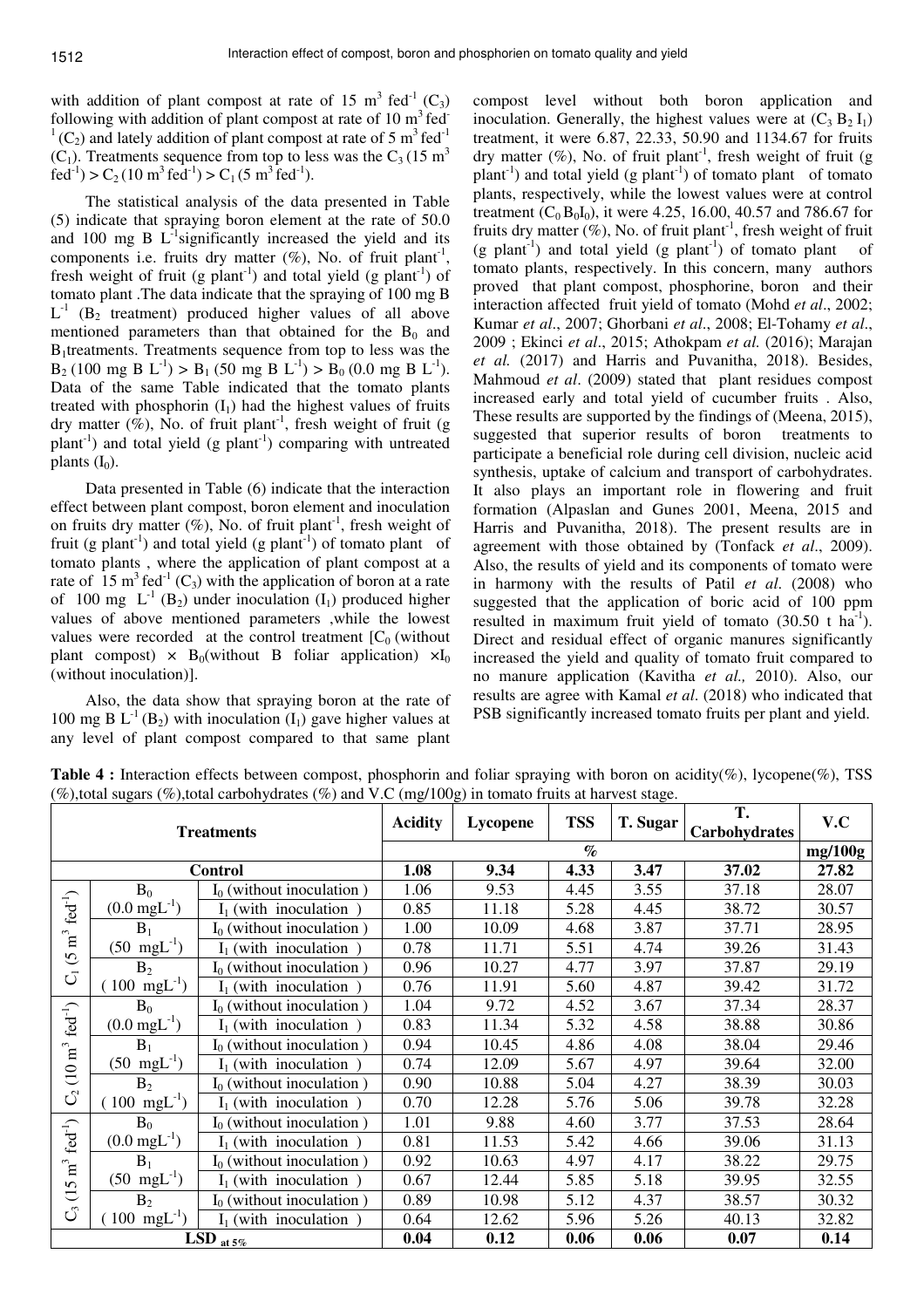with addition of plant compost at rate of 15 $m^3$ $fed^{-1}$ ($C_3$) following with addition of plant compost at rate of 10 $m^3$ $fed^{-1}$ ($C_2$) and lately addition of plant compost at rate of 5 $m^3$ $fed^{-1}$ ($C_1$). Treatments sequence from top to less was the $C_3$ (15 $m^3$ $fed^{-1}$) > $C_2$ (10 $m^3$ $fed^{-1}$) > $C_1$ (5 $m^3$ $fed^{-1}$).

The statistical analysis of the data presented in Table (5) indicate that spraying boron element at the rate of 50.0 and 100 mg B $L^{-1}$ significantly increased the yield and its components i.e. fruits dry matter (%), No. of fruit $plant^{-1}$, fresh weight of fruit (g $plant^{-1}$) and total yield (g $plant^{-1}$) of tomato plant .The data indicate that the spraying of 100 mg B $L^{-1}$ ($B_2$ treatment) produced higher values of all above mentioned parameters than that obtained for the $B_0$ and $B_1$ treatments. Treatments sequence from top to less was the $B_2$ (100 mg B $L^{-1}$) > $B_1$ (50 mg B $L^{-1}$) > $B_0$ (0.0 mg B $L^{-1}$). Data of the same Table indicated that the tomato plants treated with phosphorin ($I_1$) had the highest values of fruits dry matter (%), No. of fruit $plant^{-1}$, fresh weight of fruit (g $plant^{-1}$) and total yield (g $plant^{-1}$) comparing with untreated plants ($I_0$).

Data presented in Table (6) indicate that the interaction effect between plant compost, boron element and inoculation on fruits dry matter (%), No. of fruit $plant^{-1}$, fresh weight of fruit (g $plant^{-1}$) and total yield (g $plant^{-1}$) of tomato plant of tomato plants , where the application of plant compost at a rate of 15 $m^3$ $fed^{-1}$ ($C_3$) with the application of boron at a rate of 100 mg $L^{-1}$ ($B_2$) under inoculation ($I_1$) produced higher values of above mentioned parameters ,while the lowest values were recorded at the control treatment [$C_0$ (without plant compost) × $B_0$(without B foliar application) ×$I_0$ (without inoculation)].

Also, the data show that spraying boron at the rate of 100 mg B $L^{-1}$ ($B_2$) with inoculation ($I_1$) gave higher values at any level of plant compost compared to that same plant compost level without both boron application and inoculation. Generally, the highest values were at ($C_3$ $B_2$ $I_1$) treatment, it were 6.87, 22.33, 50.90 and 1134.67 for fruits dry matter (%), No. of fruit $plant^{-1}$, fresh weight of fruit (g $plant^{-1}$) and total yield (g $plant^{-1}$) of tomato plant of tomato plants, respectively, while the lowest values were at control treatment ($C_0$ $B_0$ $I_0$), it were 4.25, 16.00, 40.57 and 786.67 for fruits dry matter (%), No. of fruit $plant^{-1}$, fresh weight of fruit (g $plant^{-1}$) and total yield (g $plant^{-1}$) of tomato plant of tomato plants, respectively. In this concern, many authors proved that plant compost, phosphorine, boron and their interaction affected fruit yield of tomato (Mohd *et al*., 2002; Kumar *et al*., 2007; Ghorbani *et al*., 2008; El-Tohamy *et al*., 2009 ; Ekinci *et al*., 2015; Athokpam *et al.* (2016); Marajan *et al.* (2017) and Harris and Puvanitha, 2018). Besides, Mahmoud *et al*. (2009) stated that plant residues compost increased early and total yield of cucumber fruits . Also, These results are supported by the findings of (Meena, 2015), suggested that superior results of boron treatments to participate a beneficial role during cell division, nucleic acid synthesis, uptake of calcium and transport of carbohydrates. It also plays an important role in flowering and fruit formation (Alpaslan and Gunes 2001, Meena, 2015 and Harris and Puvanitha, 2018). The present results are in agreement with those obtained by (Tonfack *et al*., 2009). Also, the results of yield and its components of tomato were in harmony with the results of Patil *et al*. (2008) who suggested that the application of boric acid of 100 ppm resulted in maximum fruit yield of tomato (30.50 t $ha^{-1}$). Direct and residual effect of organic manures significantly increased the yield and quality of tomato fruit compared to no manure application (Kavitha *et al.,* 2010). Also, our results are agree with Kamal *et al*. (2018) who indicated that PSB significantly increased tomato fruits per plant and yield.

**Table 4 :** Interaction effects between compost, phosphorin and foliar spraying with boron on acidity(%), lycopene(%), TSS (%),total sugars (%),total carbohydrates (%) and V.C (mg/100g) in tomato fruits at harvest stage.

| Treatments | | | Acidity | Lycopene | TSS | T. Sugar | T. Carbohydrates | V.C |
|---|---|---|---|---|---|---|---|---|
| | | | % | | | | | mg/100g |
| **Control** | | | **1.08** | **9.34** | **4.33** | **3.47** | **37.02** | **27.82** |
| $C_1$ (5 $m^3$ $fed^{-1}$) | $B_0$ (0.0 $mgL^{-1}$) | $I_0$ (without inoculation ) | 1.06 | 9.53 | 4.45 | 3.55 | 37.18 | 28.07 |
| | | $I_1$ (with inoculation ) | 0.85 | 11.18 | 5.28 | 4.45 | 38.72 | 30.57 |
| | $B_1$ (50 $mgL^{-1}$) | $I_0$ (without inoculation ) | 1.00 | 10.09 | 4.68 | 3.87 | 37.71 | 28.95 |
| | | $I_1$ (with inoculation ) | 0.78 | 11.71 | 5.51 | 4.74 | 39.26 | 31.43 |
| | $B_2$ (100 $mgL^{-1}$) | $I_0$ (without inoculation ) | 0.96 | 10.27 | 4.77 | 3.97 | 37.87 | 29.19 |
| | | $I_1$ (with inoculation ) | 0.76 | 11.91 | 5.60 | 4.87 | 39.42 | 31.72 |
| $C_2$ (10 $m^3$ $fed^{-1}$) | $B_0$ (0.0 $mgL^{-1}$) | $I_0$ (without inoculation ) | 1.04 | 9.72 | 4.52 | 3.67 | 37.34 | 28.37 |
| | | $I_1$ (with inoculation ) | 0.83 | 11.34 | 5.32 | 4.58 | 38.88 | 30.86 |
| | $B_1$ (50 $mgL^{-1}$) | $I_0$ (without inoculation ) | 0.94 | 10.45 | 4.86 | 4.08 | 38.04 | 29.46 |
| | | $I_1$ (with inoculation ) | 0.74 | 12.09 | 5.67 | 4.97 | 39.64 | 32.00 |
| | $B_2$ (100 $mgL^{-1}$) | $I_0$ (without inoculation ) | 0.90 | 10.88 | 5.04 | 4.27 | 38.39 | 30.03 |
| | | $I_1$ (with inoculation ) | 0.70 | 12.28 | 5.76 | 5.06 | 39.78 | 32.28 |
| $C_3$ (15 $m^3$ $fed^{-1}$) | $B_0$ (0.0 $mgL^{-1}$) | $I_0$ (without inoculation ) | 1.01 | 9.88 | 4.60 | 3.77 | 37.53 | 28.64 |
| | | $I_1$ (with inoculation ) | 0.81 | 11.53 | 5.42 | 4.66 | 39.06 | 31.13 |
| | $B_1$ (50 $mgL^{-1}$) | $I_0$ (without inoculation ) | 0.92 | 10.63 | 4.97 | 4.17 | 38.22 | 29.75 |
| | | $I_1$ (with inoculation ) | 0.67 | 12.44 | 5.85 | 5.18 | 39.95 | 32.55 |
| | $B_2$ (100 $mgL^{-1}$) | $I_0$ (without inoculation ) | 0.89 | 10.98 | 5.12 | 4.37 | 38.57 | 30.32 |
| | | $I_1$ (with inoculation ) | 0.64 | 12.62 | 5.96 | 5.26 | 40.13 | 32.82 |
| **$LSD_{at\ 5\%}$** | | | **0.04** | **0.12** | **0.06** | **0.06** | **0.07** | **0.14** |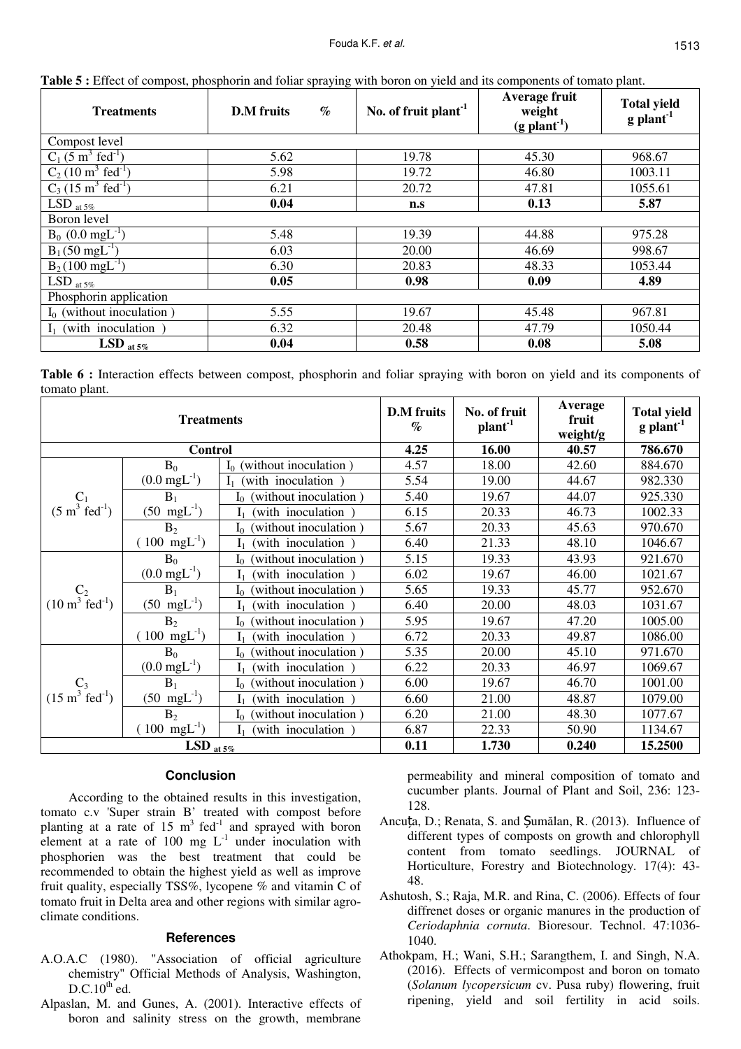**Table 5 :** Effect of compost, phosphorin and foliar spraying with boron on yield and its components of tomato plant.

| Treatments | D.M fruits % | No. of fruit plant$^{-1}$ | Average fruit weight (g plant$^{-1}$) | Total yield g plant$^{-1}$ |
|---|---|---|---|---|
| Compost level | | | | |
| $C_1$ (5 m$^3$ fed$^{-1}$) | 5.62 | 19.78 | 45.30 | 968.67 |
| $C_2$ (10 m$^3$ fed$^{-1}$) | 5.98 | 19.72 | 46.80 | 1003.11 |
| $C_3$ (15 m$^3$ fed$^{-1}$) | 6.21 | 20.72 | 47.81 | 1055.61 |
| LSD $_{at\ 5\%}$ | **0.04** | **n.s** | **0.13** | **5.87** |
| Boron level | | | | |
| $B_0$ (0.0 mgL$^{-1}$) | 5.48 | 19.39 | 44.88 | 975.28 |
| $B_1$ (50 mgL$^{-1}$) | 6.03 | 20.00 | 46.69 | 998.67 |
| $B_2$ (100 mgL$^{-1}$) | 6.30 | 20.83 | 48.33 | 1053.44 |
| LSD $_{at\ 5\%}$ | **0.05** | **0.98** | **0.09** | **4.89** |
| Phosphorin application | | | | |
| $I_0$ (without inoculation ) | 5.55 | 19.67 | 45.48 | 967.81 |
| $I_1$ (with inoculation ) | 6.32 | 20.48 | 47.79 | 1050.44 |
| **LSD $_{at\ 5\%}$** | **0.04** | **0.58** | **0.08** | **5.08** |

**Table 6 :** Interaction effects between compost, phosphorin and foliar spraying with boron on yield and its components of tomato plant.

| Treatments | | | D.M fruits % | No. of fruit plant$^{-1}$ | Average fruit weight/g | Total yield g plant$^{-1}$ |
|---|---|---|---|---|---|---|
| **Control** | | | **4.25** | **16.00** | **40.57** | **786.670** |
| $C_1$ (5 m$^3$ fed$^{-1}$) | $B_0$ (0.0 mgL$^{-1}$) | $I_0$ (without inoculation ) | 4.57 | 18.00 | 42.60 | 884.670 |
| | | $I_1$ (with inoculation ) | 5.54 | 19.00 | 44.67 | 982.330 |
| | $B_1$ (50 mgL$^{-1}$) | $I_0$ (without inoculation ) | 5.40 | 19.67 | 44.07 | 925.330 |
| | | $I_1$ (with inoculation ) | 6.15 | 20.33 | 46.73 | 1002.33 |
| | $B_2$ ( 100 mgL$^{-1}$) | $I_0$ (without inoculation ) | 5.67 | 20.33 | 45.63 | 970.670 |
| | | $I_1$ (with inoculation ) | 6.40 | 21.33 | 48.10 | 1046.67 |
| $C_2$ (10 m$^3$ fed$^{-1}$) | $B_0$ (0.0 mgL$^{-1}$) | $I_0$ (without inoculation ) | 5.15 | 19.33 | 43.93 | 921.670 |
| | | $I_1$ (with inoculation ) | 6.02 | 19.67 | 46.00 | 1021.67 |
| | $B_1$ (50 mgL$^{-1}$) | $I_0$ (without inoculation ) | 5.65 | 19.33 | 45.77 | 952.670 |
| | | $I_1$ (with inoculation ) | 6.40 | 20.00 | 48.03 | 1031.67 |
| | $B_2$ ( 100 mgL$^{-1}$) | $I_0$ (without inoculation ) | 5.95 | 19.67 | 47.20 | 1005.00 |
| | | $I_1$ (with inoculation ) | 6.72 | 20.33 | 49.87 | 1086.00 |
| $C_3$ (15 m$^3$ fed$^{-1}$) | $B_0$ (0.0 mgL$^{-1}$) | $I_0$ (without inoculation ) | 5.35 | 20.00 | 45.10 | 971.670 |
| | | $I_1$ (with inoculation ) | 6.22 | 20.33 | 46.97 | 1069.67 |
| | $B_1$ (50 mgL$^{-1}$) | $I_0$ (without inoculation ) | 6.00 | 19.67 | 46.70 | 1001.00 |
| | | $I_1$ (with inoculation ) | 6.60 | 21.00 | 48.87 | 1079.00 |
| | $B_2$ ( 100 mgL$^{-1}$) | $I_0$ (without inoculation ) | 6.20 | 21.00 | 48.30 | 1077.67 |
| | | $I_1$ (with inoculation ) | 6.87 | 22.33 | 50.90 | 1134.67 |
| **LSD $_{at\ 5\%}$** | | | **0.11** | **1.730** | **0.240** | **15.2500** |

## Conclusion

According to the obtained results in this investigation, tomato c.v 'Super strain B' treated with compost before planting at a rate of 15 m$^3$ fed$^{-1}$ and sprayed with boron element at a rate of 100 mg L$^{-1}$ under inoculation with phosphorien was the best treatment that could be recommended to obtain the highest yield as well as improve fruit quality, especially TSS%, lycopene % and vitamin C of tomato fruit in Delta area and other regions with similar agro-climate conditions.

## References

A.O.A.C (1980). "Association of official agriculture chemistry" Official Methods of Analysis, Washington, D.C.10$^{th}$ ed.

Alpaslan, M. and Gunes, A. (2001). Interactive effects of boron and salinity stress on the growth, membrane permeability and mineral composition of tomato and cucumber plants. Journal of Plant and Soil, 236: 123-128.

Ancuţa, D.; Renata, S. and Şumălan, R. (2013). Influence of different types of composts on growth and chlorophyll content from tomato seedlings. JOURNAL of Horticulture, Forestry and Biotechnology. 17(4): 43-48.

Ashutosh, S.; Raja, M.R. and Rina, C. (2006). Effects of four diffrenet doses or organic manures in the production of *Ceriodaphnia cornuta*. Bioresour. Technol. 47:1036-1040.

Athokpam, H.; Wani, S.H.; Sarangthem, I. and Singh, N.A. (2016). Effects of vermicompost and boron on tomato (*Solanum lycopersicum* cv. Pusa ruby) flowering, fruit ripening, yield and soil fertility in acid soils.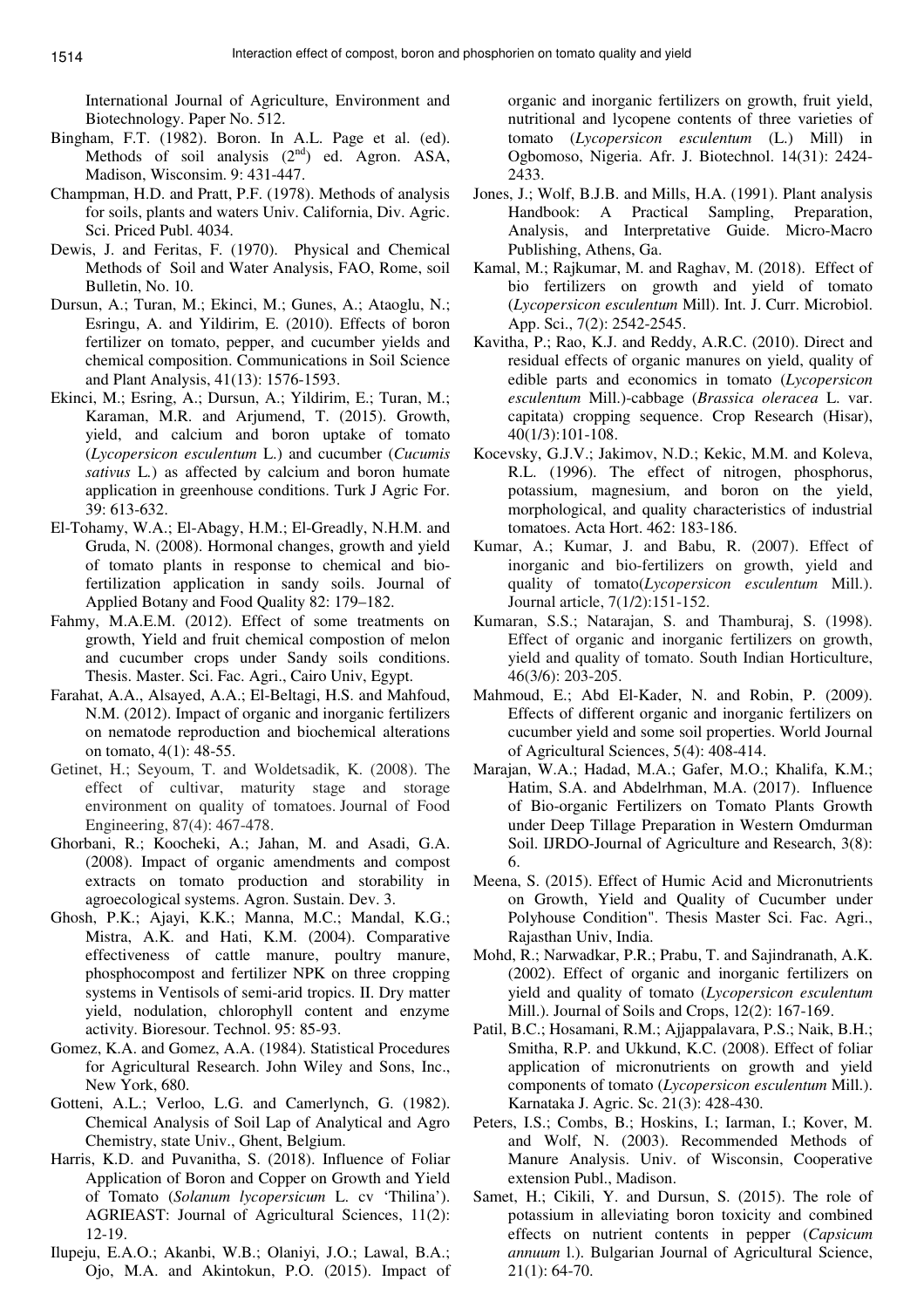International Journal of Agriculture, Environment and Biotechnology. Paper No. 512.

Bingham, F.T. (1982). Boron. In A.L. Page et al. (ed). Methods of soil analysis (2$^{nd}$) ed. Agron. ASA, Madison, Wisconsim. 9: 431-447.

Champman, H.D. and Pratt, P.F. (1978). Methods of analysis for soils, plants and waters Univ. California, Div. Agric. Sci. Priced Publ. 4034.

Dewis, J. and Feritas, F. (1970). Physical and Chemical Methods of Soil and Water Analysis, FAO, Rome, soil Bulletin, No. 10.

Dursun, A.; Turan, M.; Ekinci, M.; Gunes, A.; Ataoglu, N.; Esringu, A. and Yildirim, E. (2010). Effects of boron fertilizer on tomato, pepper, and cucumber yields and chemical composition. Communications in Soil Science and Plant Analysis, 41(13): 1576-1593.

Ekinci, M.; Esring, A.; Dursun, A.; Yildirim, E.; Turan, M.; Karaman, M.R. and Arjumend, T. (2015). Growth, yield, and calcium and boron uptake of tomato (*Lycopersicon esculentum* L.) and cucumber (*Cucumis sativus* L.) as affected by calcium and boron humate application in greenhouse conditions. Turk J Agric For. 39: 613-632.

El-Tohamy, W.A.; El-Abagy, H.M.; El-Greadly, N.H.M. and Gruda, N. (2008). Hormonal changes, growth and yield of tomato plants in response to chemical and bio-fertilization application in sandy soils. Journal of Applied Botany and Food Quality 82: 179–182.

Fahmy, M.A.E.M. (2012). Effect of some treatments on growth, Yield and fruit chemical compostion of melon and cucumber crops under Sandy soils conditions. Thesis. Master. Sci. Fac. Agri., Cairo Univ, Egypt.

Farahat, A.A., Alsayed, A.A.; El-Beltagi, H.S. and Mahfoud, N.M. (2012). Impact of organic and inorganic fertilizers on nematode reproduction and biochemical alterations on tomato, 4(1): 48-55.

Getinet, H.; Seyoum, T. and Woldetsadik, K. (2008). The effect of cultivar, maturity stage and storage environment on quality of tomatoes. Journal of Food Engineering, 87(4): 467-478.

Ghorbani, R.; Koocheki, A.; Jahan, M. and Asadi, G.A. (2008). Impact of organic amendments and compost extracts on tomato production and storability in agroecological systems. Agron. Sustain. Dev. 3.

Ghosh, P.K.; Ajayi, K.K.; Manna, M.C.; Mandal, K.G.; Mistra, A.K. and Hati, K.M. (2004). Comparative effectiveness of cattle manure, poultry manure, phosphocompost and fertilizer NPK on three cropping systems in Ventisols of semi-arid tropics. II. Dry matter yield, nodulation, chlorophyll content and enzyme activity. Bioresour. Technol. 95: 85-93.

Gomez, K.A. and Gomez, A.A. (1984). Statistical Procedures for Agricultural Research. John Wiley and Sons, Inc., New York, 680.

Gotteni, A.L.; Verloo, L.G. and Camerlynch, G. (1982). Chemical Analysis of Soil Lap of Analytical and Agro Chemistry, state Univ., Ghent, Belgium.

Harris, K.D. and Puvanitha, S. (2018). Influence of Foliar Application of Boron and Copper on Growth and Yield of Tomato (*Solanum lycopersicum* L. cv 'Thilina'). AGRIEAST: Journal of Agricultural Sciences, 11(2): 12-19.

Ilupeju, E.A.O.; Akanbi, W.B.; Olaniyi, J.O.; Lawal, B.A.; Ojo, M.A. and Akintokun, P.O. (2015). Impact of organic and inorganic fertilizers on growth, fruit yield, nutritional and lycopene contents of three varieties of tomato (*Lycopersicon esculentum* (L.) Mill) in Ogbomoso, Nigeria. Afr. J. Biotechnol. 14(31): 2424-2433.

Jones, J.; Wolf, B.J.B. and Mills, H.A. (1991). Plant analysis Handbook: A Practical Sampling, Preparation, Analysis, and Interpretative Guide. Micro-Macro Publishing, Athens, Ga.

Kamal, M.; Rajkumar, M. and Raghav, M. (2018). Effect of bio fertilizers on growth and yield of tomato (*Lycopersicon esculentum* Mill). Int. J. Curr. Microbiol. App. Sci., 7(2): 2542-2545.

Kavitha, P.; Rao, K.J. and Reddy, A.R.C. (2010). Direct and residual effects of organic manures on yield, quality of edible parts and economics in tomato (*Lycopersicon esculentum* Mill.)-cabbage (*Brassica oleracea* L. var. capitata) cropping sequence. Crop Research (Hisar), 40(1/3):101-108.

Kocevsky, G.J.V.; Jakimov, N.D.; Kekic, M.M. and Koleva, R.L. (1996). The effect of nitrogen, phosphorus, potassium, magnesium, and boron on the yield, morphological, and quality characteristics of industrial tomatoes. Acta Hort. 462: 183-186.

Kumar, A.; Kumar, J. and Babu, R. (2007). Effect of inorganic and bio-fertilizers on growth, yield and quality of tomato(*Lycopersicon esculentum* Mill.). Journal article, 7(1/2):151-152.

Kumaran, S.S.; Natarajan, S. and Thamburaj, S. (1998). Effect of organic and inorganic fertilizers on growth, yield and quality of tomato. South Indian Horticulture, 46(3/6): 203-205.

Mahmoud, E.; Abd El-Kader, N. and Robin, P. (2009). Effects of different organic and inorganic fertilizers on cucumber yield and some soil properties. World Journal of Agricultural Sciences, 5(4): 408-414.

Marajan, W.A.; Hadad, M.A.; Gafer, M.O.; Khalifa, K.M.; Hatim, S.A. and Abdelrhman, M.A. (2017). Influence of Bio-organic Fertilizers on Tomato Plants Growth under Deep Tillage Preparation in Western Omdurman Soil. IJRDO-Journal of Agriculture and Research, 3(8): 6.

Meena, S. (2015). Effect of Humic Acid and Micronutrients on Growth, Yield and Quality of Cucumber under Polyhouse Condition". Thesis Master Sci. Fac. Agri., Rajasthan Univ, India.

Mohd, R.; Narwadkar, P.R.; Prabu, T. and Sajindranath, A.K. (2002). Effect of organic and inorganic fertilizers on yield and quality of tomato (*Lycopersicon esculentum* Mill.). Journal of Soils and Crops, 12(2): 167-169.

Patil, B.C.; Hosamani, R.M.; Ajjappalavara, P.S.; Naik, B.H.; Smitha, R.P. and Ukkund, K.C. (2008). Effect of foliar application of micronutrients on growth and yield components of tomato (*Lycopersicon esculentum* Mill.). Karnataka J. Agric. Sc. 21(3): 428-430.

Peters, I.S.; Combs, B.; Hoskins, I.; Iarman, I.; Kover, M. and Wolf, N. (2003). Recommended Methods of Manure Analysis. Univ. of Wisconsin, Cooperative extension Publ., Madison.

Samet, H.; Cikili, Y. and Dursun, S. (2015). The role of potassium in alleviating boron toxicity and combined effects on nutrient contents in pepper (*Capsicum annuum* l.). Bulgarian Journal of Agricultural Science, 21(1): 64-70.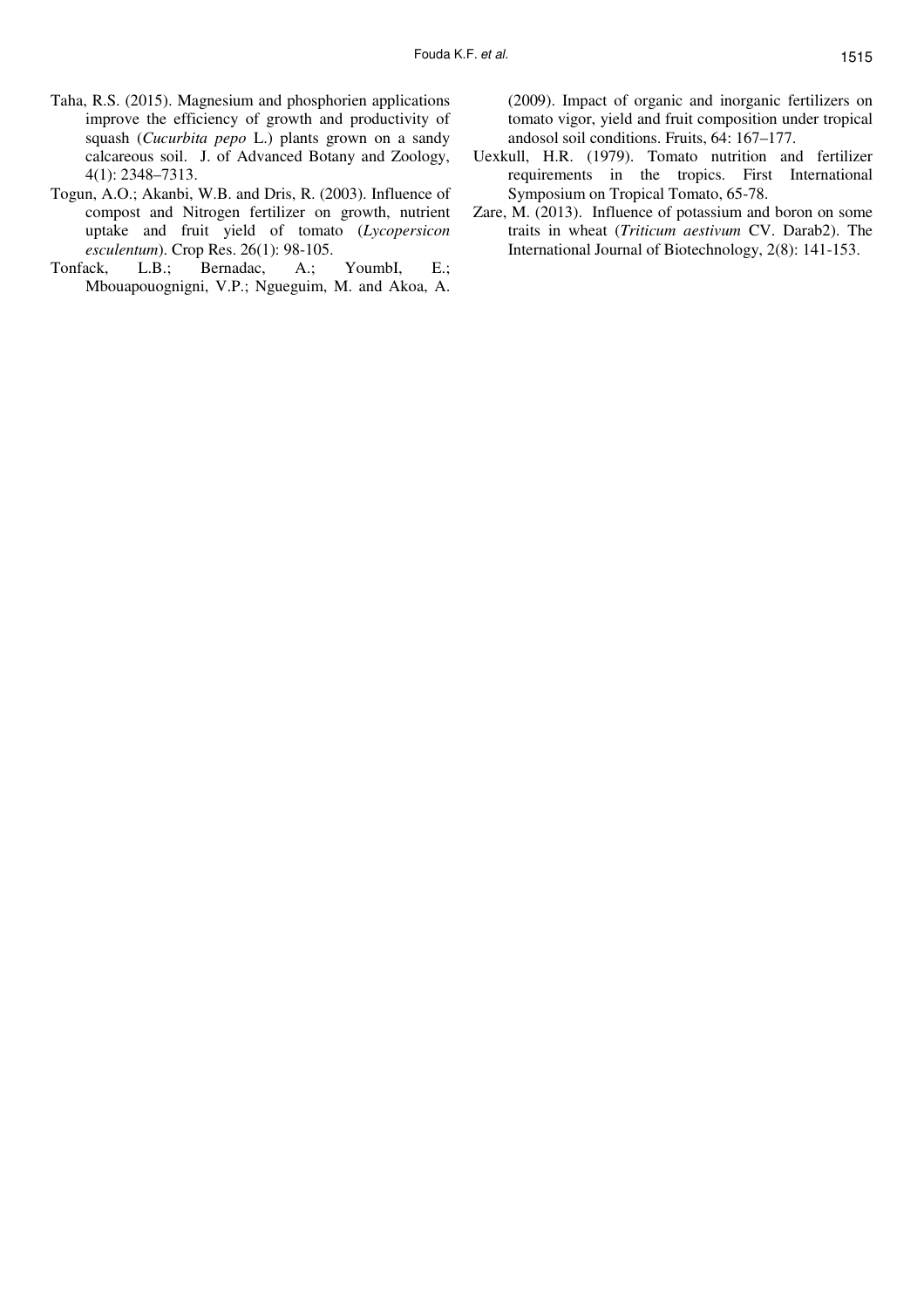Taha, R.S. (2015). Magnesium and phosphorien applications improve the efficiency of growth and productivity of squash (*Cucurbita pepo* L.) plants grown on a sandy calcareous soil. J. of Advanced Botany and Zoology, 4(1): 2348–7313.

Togun, A.O.; Akanbi, W.B. and Dris, R. (2003). Influence of compost and Nitrogen fertilizer on growth, nutrient uptake and fruit yield of tomato (*Lycopersicon esculentum*). Crop Res. 26(1): 98-105.

Tonfack, L.B.; Bernadac, A.; YoumbI, E.; Mbouapouognigni, V.P.; Ngueguim, M. and Akoa, A. (2009). Impact of organic and inorganic fertilizers on tomato vigor, yield and fruit composition under tropical andosol soil conditions. Fruits, 64: 167–177.

Uexkull, H.R. (1979). Tomato nutrition and fertilizer requirements in the tropics. First International Symposium on Tropical Tomato, 65-78.

Zare, M. (2013). Influence of potassium and boron on some traits in wheat (*Triticum aestivum* CV. Darab2). The International Journal of Biotechnology, 2(8): 141-153.